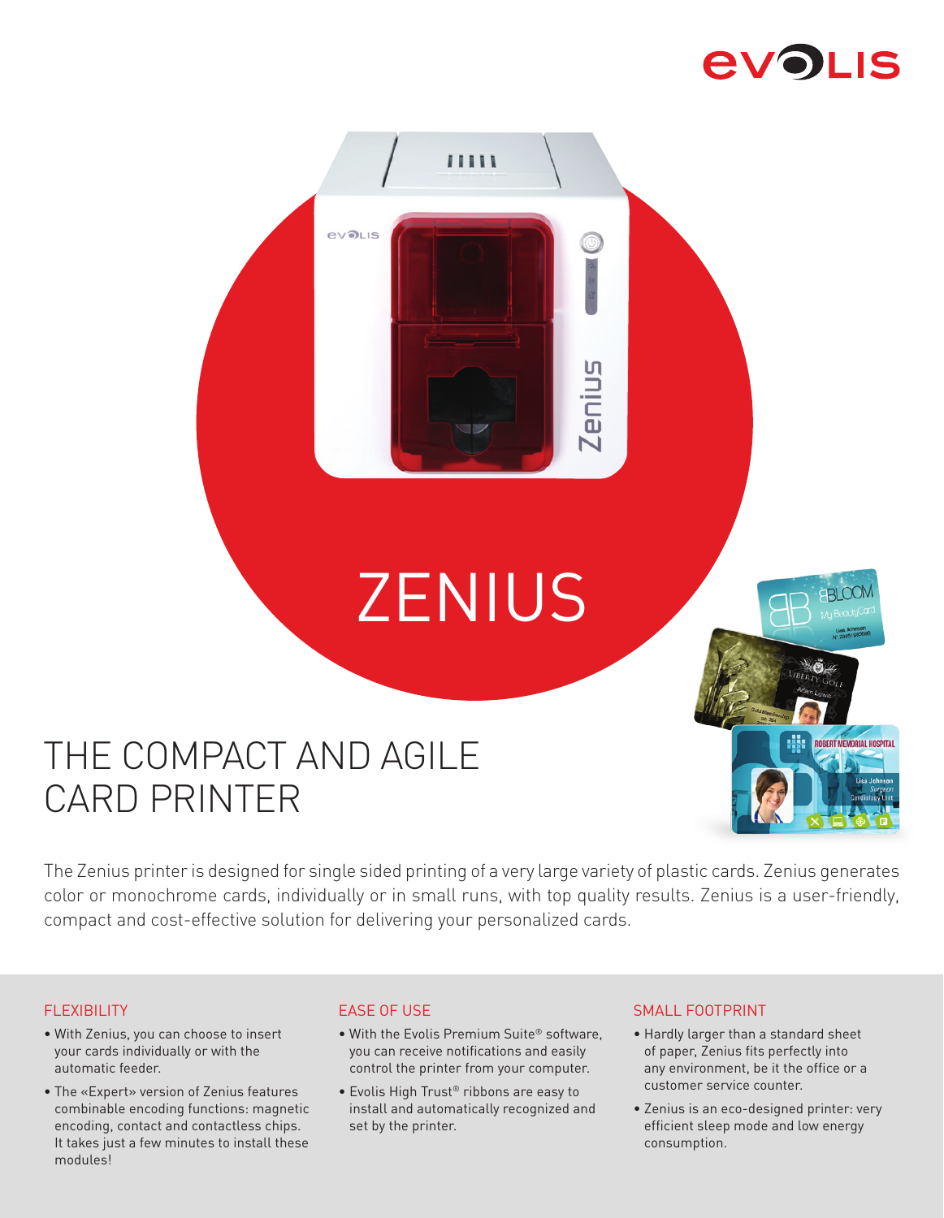# ZENIUS

## THE COMPACT AND AGILE CARD PRINTER

The Zenius printer is designed for single sided printing of a very large variety of plastic cards. Zenius generates color or monochrome cards, individually or in small runs, with top quality results. Zenius is a user-friendly, compact and cost-effective solution for delivering your personalized cards.

### FLEXIBILITY

- With Zenius, you can choose to insert your cards individually or with the automatic feeder.
- The «Expert» version of Zenius features combinable encoding functions: magnetic encoding, contact and contactless chips. It takes just a few minutes to install these modules!

### EASE OF USE

- With the Evolis Premium Suite® software, you can receive notifications and easily control the printer from your computer.
- Evolis High Trust® ribbons are easy to install and automatically recognized and set by the printer.

### SMALL FOOTPRINT

- Hardly larger than a standard sheet of paper, Zenius fits perfectly into any environment, be it the office or a customer service counter.
- Zenius is an eco-designed printer: very efficient sleep mode and low energy consumption.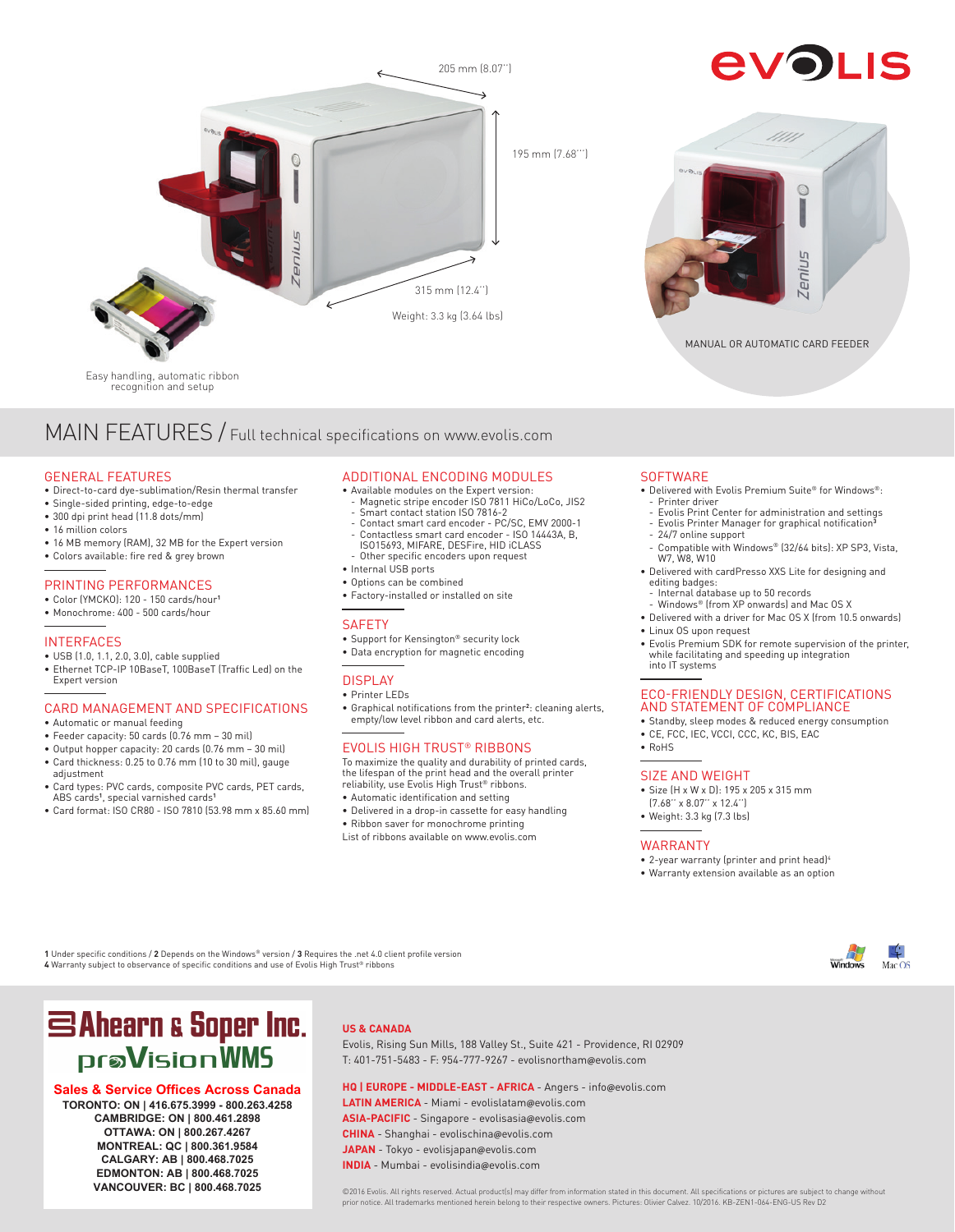205 mm (8.07'')

195 mm (7.68''')

315 mm (12.4'')

Weight: 3.3 kg (3.64 lbs)

Easy handling, automatic ribbon recognition and setup

MANUAL OR AUTOMATIC CARD FEEDER

# MAIN FEATURES / Full technical specifications on www.evolis.com

## GENERAL FEATURES

- Direct-to-card dye-sublimation/Resin thermal transfer
- Single-sided printing, edge-to-edge
- 300 dpi print head (11.8 dots/mm)
- 16 million colors
- 16 MB memory (RAM), 32 MB for the Expert version
- Colors available: fire red & grey brown

## PRINTING PERFORMANCES

- Color (YMCKO): 120 - 150 cards/hour[1]
- Monochrome: 400 - 500 cards/hour

## INTERFACES

- USB (1.0, 1.1, 2.0, 3.0), cable supplied
- Ethernet TCP-IP 10BaseT, 100BaseT (Traffic Led) on the Expert version

## CARD MANAGEMENT AND SPECIFICATIONS

- Automatic or manual feeding
- Feeder capacity: 50 cards (0.76 mm – 30 mil)
- Output hopper capacity: 20 cards (0.76 mm – 30 mil)
- Card thickness: 0.25 to 0.76 mm (10 to 30 mil), gauge adjustment
- Card types: PVC cards, composite PVC cards, PET cards, ABS cards[1], special varnished cards[1]
- Card format: ISO CR80 - ISO 7810 (53.98 mm x 85.60 mm)

## ADDITIONAL ENCODING MODULES

- Available modules on the Expert version:
  - Magnetic stripe encoder ISO 7811 HiCo/LoCo, JIS2
  - Smart contact station ISO 7816-2
  - Contact smart card encoder - PC/SC, EMV 2000-1
  - Contactless smart card encoder - ISO 14443A, B, ISO15693, MIFARE, DESFire, HID iCLASS
  - Other specific encoders upon request
- Internal USB ports
- Options can be combined
- Factory-installed or installed on site

## SAFETY

- Support for Kensington® security lock
- Data encryption for magnetic encoding

## DISPLAY

- Printer LEDs
- Graphical notifications from the printer[2]: cleaning alerts, empty/low level ribbon and card alerts, etc.

## EVOLIS HIGH TRUST® RIBBONS

To maximize the quality and durability of printed cards, the lifespan of the print head and the overall printer reliability, use Evolis High Trust® ribbons.

- Automatic identification and setting
- Delivered in a drop-in cassette for easy handling
- Ribbon saver for monochrome printing

List of ribbons available on www.evolis.com

## SOFTWARE

- Delivered with Evolis Premium Suite® for Windows®:
  - Printer driver
  - Evolis Print Center for administration and settings
  - Evolis Printer Manager for graphical notification[3]
  - 24/7 online support
  - Compatible with Windows® (32/64 bits): XP SP3, Vista, W7, W8, W10
- Delivered with cardPresso XXS Lite for designing and editing badges:
  - Internal database up to 50 records
  - Windows® (from XP onwards) and Mac OS X
- Delivered with a driver for Mac OS X (from 10.5 onwards)
- Linux OS upon request
- Evolis Premium SDK for remote supervision of the printer, while facilitating and speeding up integration into IT systems

## ECO-FRIENDLY DESIGN, CERTIFICATIONS AND STATEMENT OF COMPLIANCE

- Standby, sleep modes & reduced energy consumption
- CE, FCC, IEC, VCCI, CCC, KC, BIS, EAC
- RoHS

## SIZE AND WEIGHT

- Size (H x W x D): 195 x 205 x 315 mm (7.68'' x 8.07'' x 12.4'')
- Weight: 3.3 kg (7.3 lbs)

## WARRANTY

- 2-year warranty (printer and print head)[4]
- Warranty extension available as an option

**1** Under specific conditions / **2** Depends on the Windows® version / **3** Requires the .net 4.0 client profile version
**4** Warranty subject to observance of specific conditions and use of Evolis High Trust® ribbons

**Ahearn & Soper Inc.**
**proVisionWMS**

**Sales & Service Offices Across Canada**

**TORONTO: ON | 416.675.3999 - 800.263.4258**
**CAMBRIDGE: ON | 800.461.2898**
**OTTAWA: ON | 800.267.4267**
**MONTREAL: QC | 800.361.9584**
**CALGARY: AB | 800.468.7025**
**EDMONTON: AB | 800.468.7025**
**VANCOUVER: BC | 800.468.7025**

**US & CANADA**
Evolis, Rising Sun Mills, 188 Valley St., Suite 421 - Providence, RI 02909
T: 401-751-5483 - F: 954-777-9267 - evolisnortham@evolis.com

**HQ | EUROPE - MIDDLE-EAST - AFRICA** - Angers - info@evolis.com
**LATIN AMERICA** - Miami - evolislatam@evolis.com
**ASIA-PACIFIC** - Singapore - evolisasia@evolis.com
**CHINA** - Shanghai - evolischina@evolis.com
**JAPAN** - Tokyo - evolisjapan@evolis.com
**INDIA** - Mumbai - evolisindia@evolis.com

©2016 Evolis. All rights reserved. Actual product(s) may differ from information stated in this document. All specifications or pictures are subject to change without prior notice. All trademarks mentioned herein belong to their respective owners. Pictures: Olivier Calvez. 10/2016. KB-ZEN1-064-ENG-US Rev D2